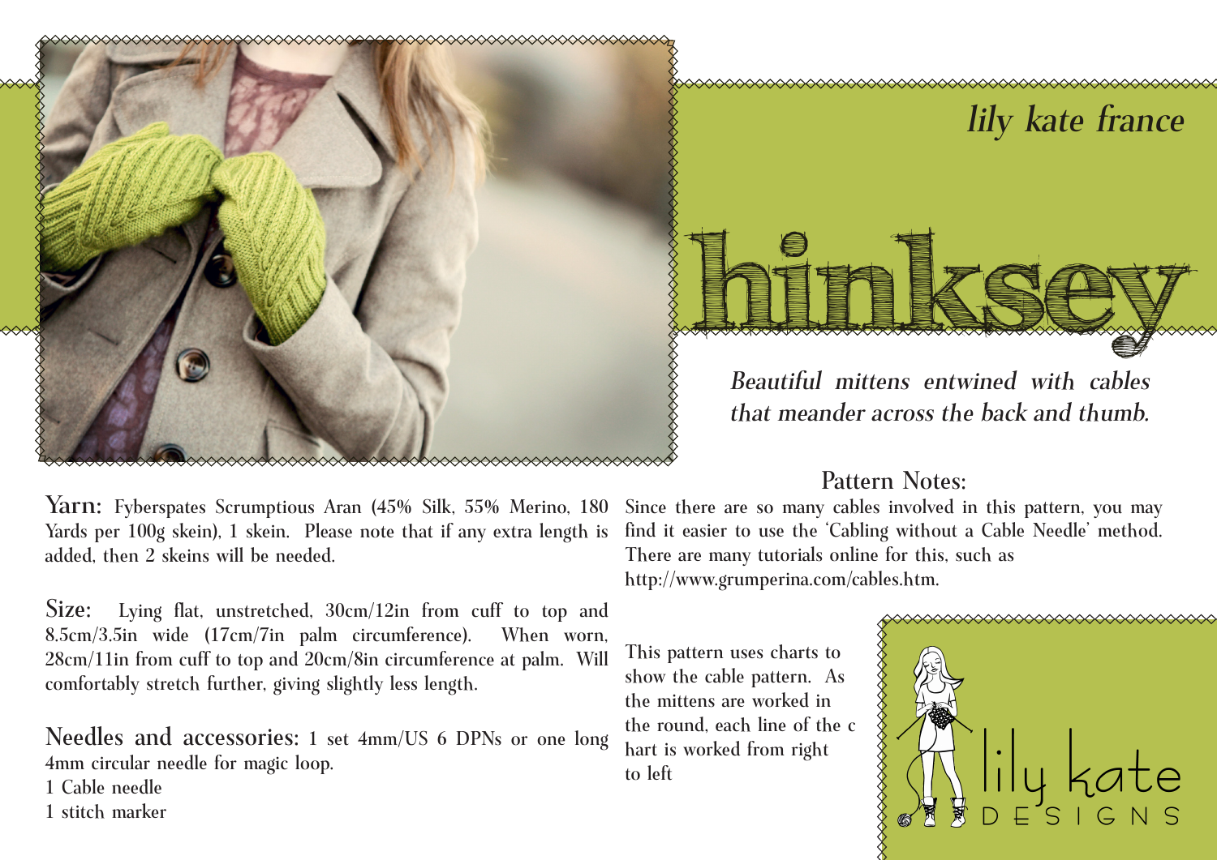lily kate france

# hinksey

*Beautiful mittens entwined with cables that meander across the back and thumb.*

**Yarn:** Fyberspates Scrumptious Aran (45% Silk, 55% Merino, 180 Yards per 100g skein), 1 skein. Please note that if any extra length is added, then 2 skeins will be needed.

**Size:** Lying flat, unstretched, 30cm/12in from cuff to top and 8.5cm/3.5in wide (17cm/7in palm circumference). When worn, 28cm/11in from cuff to top and 20cm/8in circumference at palm. Will comfortably stretch further, giving slightly less length.

**Needles and accessories:** 1 set 4mm/US 6 DPNs or one long 4mm circular needle for magic loop.
1 Cable needle
1 stitch marker

## Pattern Notes:

Since there are so many cables involved in this pattern, you may find it easier to use the 'Cabling without a Cable Needle' method. There are many tutorials online for this, such as http://www.grumperina.com/cables.htm.

This pattern uses charts to show the cable pattern. As the mittens are worked in the round, each line of the c hart is worked from right to left

lily kate DESIGNS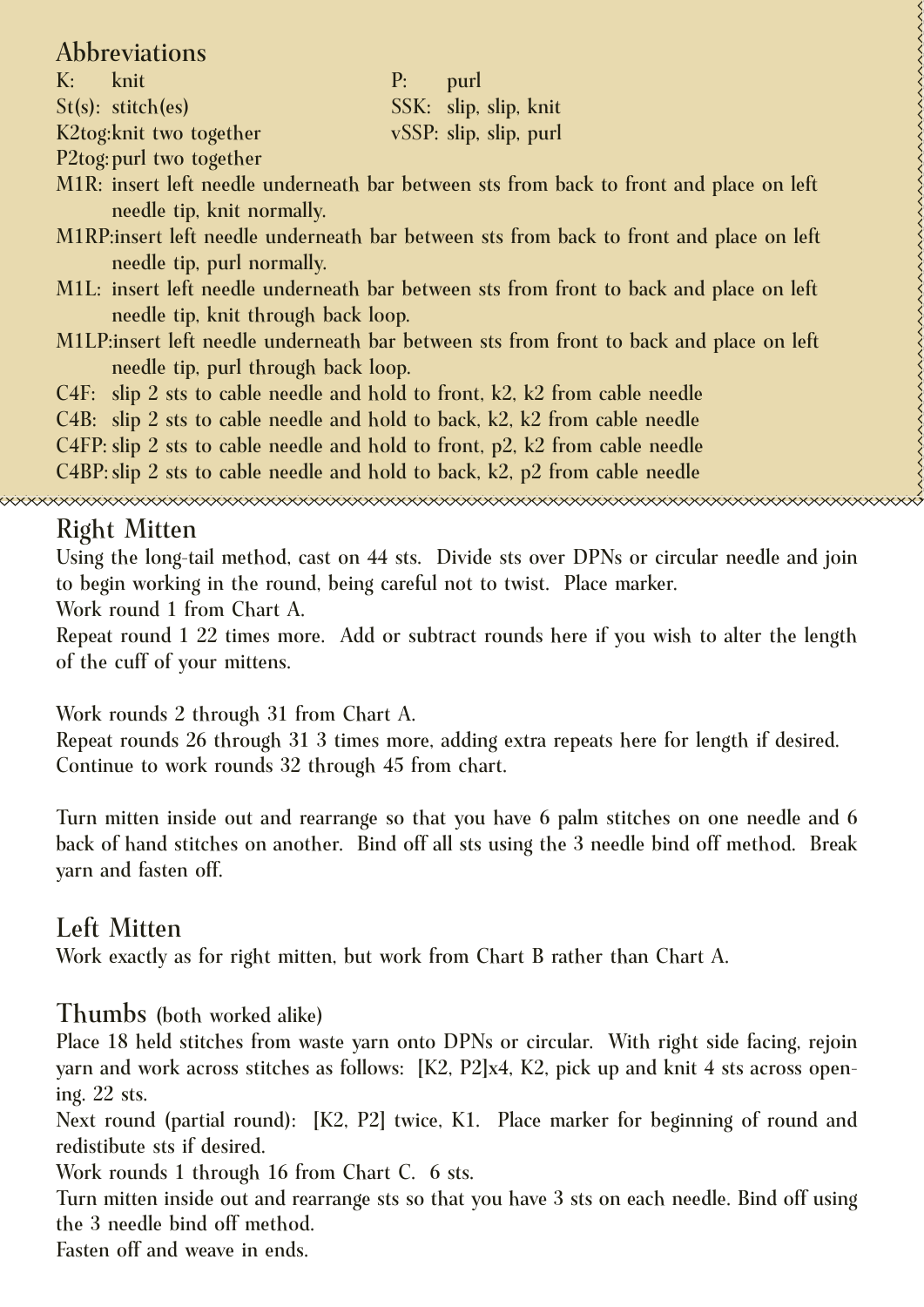## Abbreviations

| | | | |
|---|---|---|---|
| K: | knit | P: | purl |
| St(s): | stitch(es) | SSK: | slip, slip, knit |
| K2tog: | knit two together | vSSP: | slip, slip, purl |
| P2tog: | purl two together | | |

M1R: insert left needle underneath bar between sts from back to front and place on left needle tip, knit normally.

M1RP: insert left needle underneath bar between sts from back to front and place on left needle tip, purl normally.

M1L: insert left needle underneath bar between sts from front to back and place on left needle tip, knit through back loop.

M1LP: insert left needle underneath bar between sts from front to back and place on left needle tip, purl through back loop.

C4F: slip 2 sts to cable needle and hold to front, k2, k2 from cable needle

C4B: slip 2 sts to cable needle and hold to back, k2, k2 from cable needle

C4FP: slip 2 sts to cable needle and hold to front, p2, k2 from cable needle

C4BP: slip 2 sts to cable needle and hold to back, k2, p2 from cable needle

## Right Mitten

Using the long-tail method, cast on 44 sts. Divide sts over DPNs or circular needle and join to begin working in the round, being careful not to twist. Place marker.

Work round 1 from Chart A.

Repeat round 1 22 times more. Add or subtract rounds here if you wish to alter the length of the cuff of your mittens.

Work rounds 2 through 31 from Chart A.

Repeat rounds 26 through 31 3 times more, adding extra repeats here for length if desired.

Continue to work rounds 32 through 45 from chart.

Turn mitten inside out and rearrange so that you have 6 palm stitches on one needle and 6 back of hand stitches on another. Bind off all sts using the 3 needle bind off method. Break yarn and fasten off.

## Left Mitten

Work exactly as for right mitten, but work from Chart B rather than Chart A.

## Thumbs (both worked alike)

Place 18 held stitches from waste yarn onto DPNs or circular. With right side facing, rejoin yarn and work across stitches as follows: [K2, P2]x4, K2, pick up and knit 4 sts across opening. 22 sts.

Next round (partial round): [K2, P2] twice, K1. Place marker for beginning of round and redistibute sts if desired.

Work rounds 1 through 16 from Chart C. 6 sts.

Turn mitten inside out and rearrange sts so that you have 3 sts on each needle. Bind off using the 3 needle bind off method.

Fasten off and weave in ends.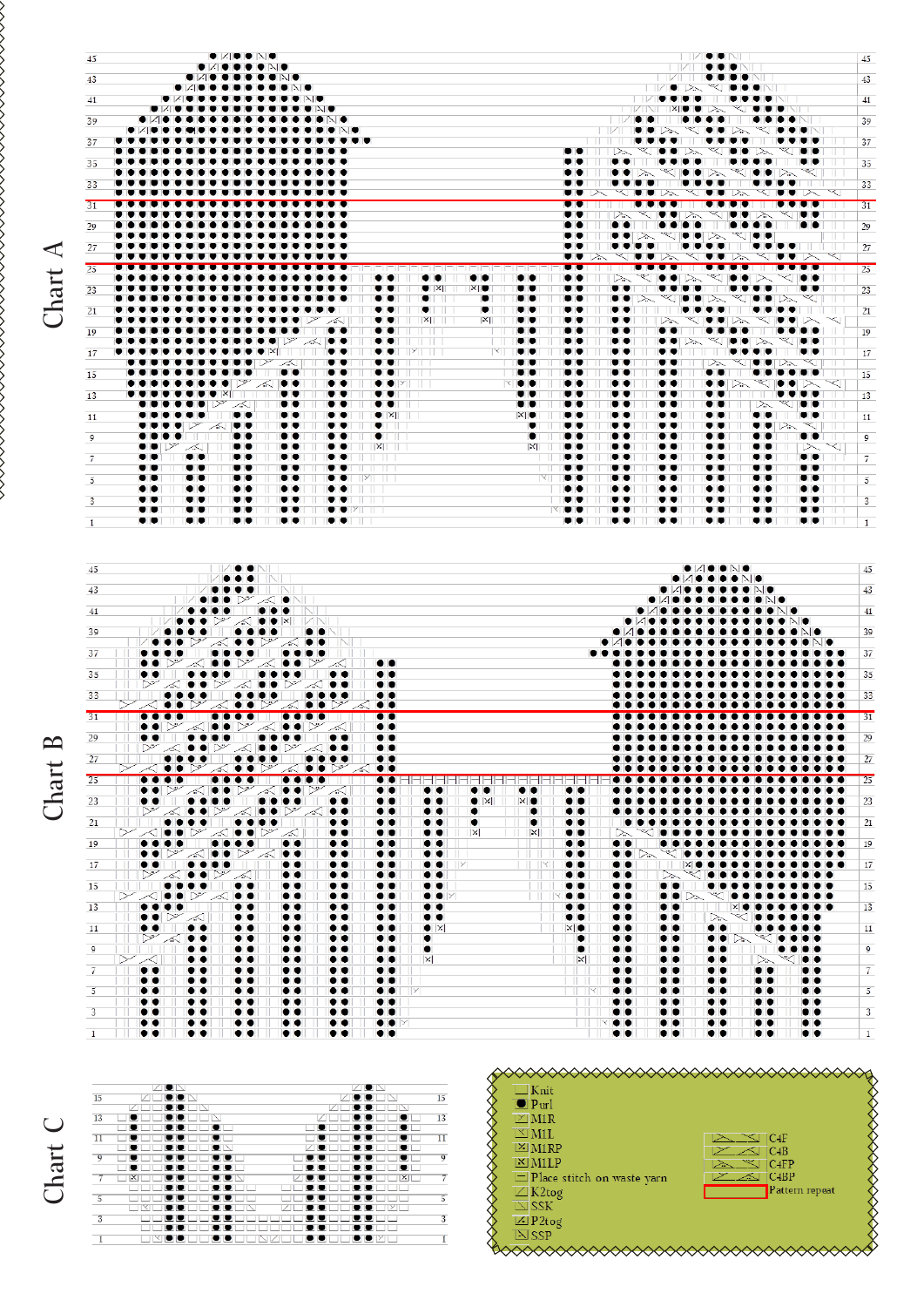Chart A

45
43
41
39
37
35
33
31
29
27
25
23
21
19
17
15
13
11
9
7
5
3
1

Chart B

45
43
41
39
37
35
33
31
29
27
25
23
21
19
17
15
13
11
9
7
5
3
1

Chart C

15
13
11
9
7
5
3
1

Knit
Purl
M1R
M1L
M1RP
M1LP
Place stitch on waste yarn
K2tog
SSK
P2tog
SSP
C4F
C4B
C4FP
C4BP
Pattern repeat